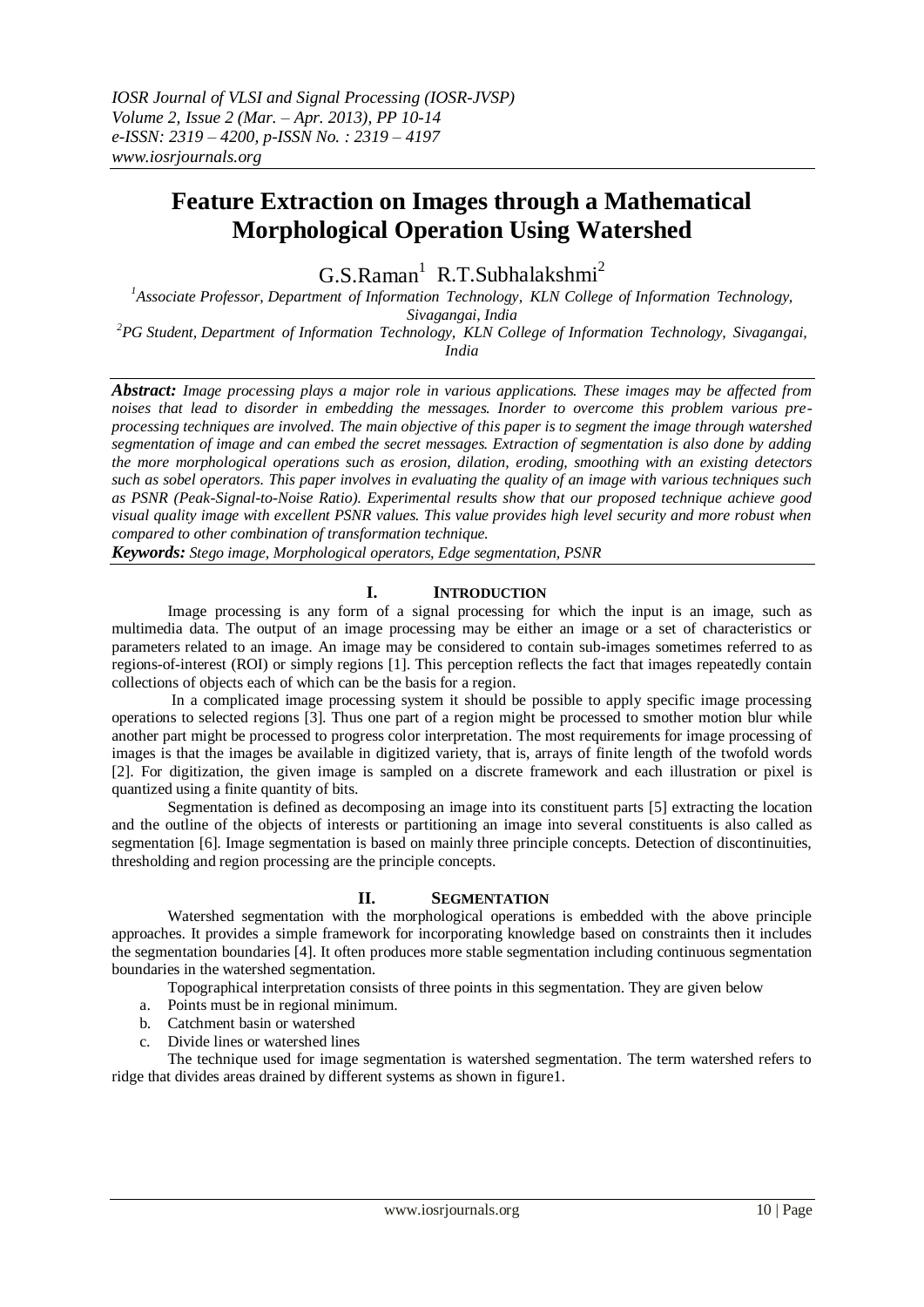# Feature Extraction on Images through a Mathematical Morphological Operation Using Watershed

G.S.Raman[1] R.T.Subhalakshmi[2]

[1]Associate Professor, Department of Information Technology, KLN College of Information Technology, Sivagangai, India

[2]PG Student, Department of Information Technology, KLN College of Information Technology, Sivagangai, India

***Abstract:*** *Image processing plays a major role in various applications. These images may be affected from noises that lead to disorder in embedding the messages. Inorder to overcome this problem various pre-processing techniques are involved. The main objective of this paper is to segment the image through watershed segmentation of image and can embed the secret messages. Extraction of segmentation is also done by adding the more morphological operations such as erosion, dilation, eroding, smoothing with an existing detectors such as sobel operators. This paper involves in evaluating the quality of an image with various techniques such as PSNR (Peak-Signal-to-Noise Ratio). Experimental results show that our proposed technique achieve good visual quality image with excellent PSNR values. This value provides high level security and more robust when compared to other combination of transformation technique.*

***Keywords:*** *Stego image, Morphological operators, Edge segmentation, PSNR*

## I. Introduction

Image processing is any form of a signal processing for which the input is an image, such as multimedia data. The output of an image processing may be either an image or a set of characteristics or parameters related to an image. An image may be considered to contain sub-images sometimes referred to as regions-of-interest (ROI) or simply regions [1]. This perception reflects the fact that images repeatedly contain collections of objects each of which can be the basis for a region.

In a complicated image processing system it should be possible to apply specific image processing operations to selected regions [3]. Thus one part of a region might be processed to smother motion blur while another part might be processed to progress color interpretation. The most requirements for image processing of images is that the images be available in digitized variety, that is, arrays of finite length of the twofold words [2]. For digitization, the given image is sampled on a discrete framework and each illustration or pixel is quantized using a finite quantity of bits.

Segmentation is defined as decomposing an image into its constituent parts [5] extracting the location and the outline of the objects of interests or partitioning an image into several constituents is also called as segmentation [6]. Image segmentation is based on mainly three principle concepts. Detection of discontinuities, thresholding and region processing are the principle concepts.

## II. Segmentation

Watershed segmentation with the morphological operations is embedded with the above principle approaches. It provides a simple framework for incorporating knowledge based on constraints then it includes the segmentation boundaries [4]. It often produces more stable segmentation including continuous segmentation boundaries in the watershed segmentation.

Topographical interpretation consists of three points in this segmentation. They are given below

a. Points must be in regional minimum.
b. Catchment basin or watershed
c. Divide lines or watershed lines

The technique used for image segmentation is watershed segmentation. The term watershed refers to ridge that divides areas drained by different systems as shown in figure1.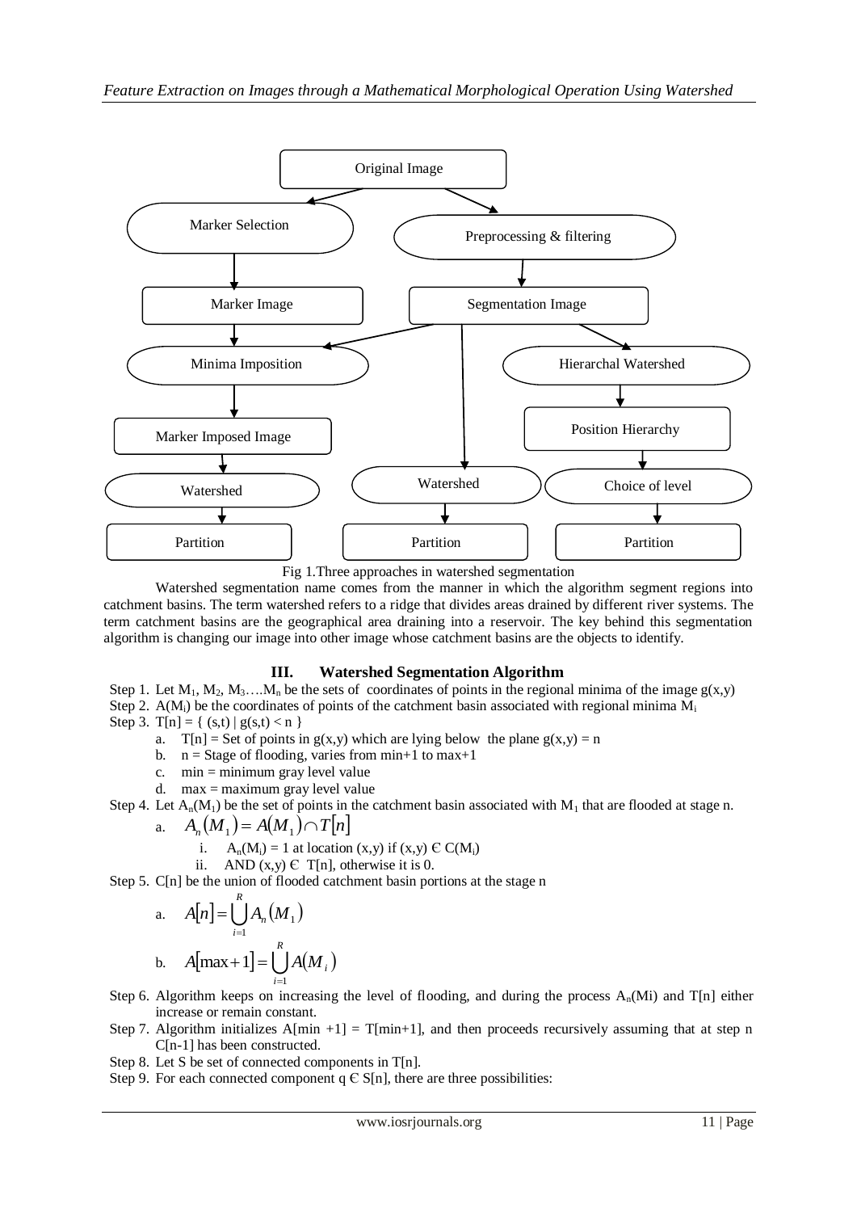Fig 1.Three approaches in watershed segmentation

Watershed segmentation name comes from the manner in which the algorithm segment regions into catchment basins. The term watershed refers to a ridge that divides areas drained by different river systems. The term catchment basins are the geographical area draining into a reservoir. The key behind this segmentation algorithm is changing our image into other image whose catchment basins are the objects to identify.

## III. Watershed Segmentation Algorithm

Step 1. Let $M_1, M_2, M_3 \ldots M_n$ be the sets of coordinates of points in the regional minima of the image $g(x,y)$

Step 2. $A(M_i)$ be the coordinates of points of the catchment basin associated with regional minima $M_i$

Step 3. $T[n] = \{ (s,t) \mid g(s,t) < n \}$

- a. $T[n]$ = Set of points in $g(x,y)$ which are lying below the plane $g(x,y) = n$
- b. n = Stage of flooding, varies from min+1 to max+1
- c. min = minimum gray level value
- d. max = maximum gray level value

Step 4. Let $A_n(M_1)$ be the set of points in the catchment basin associated with $M_1$ that are flooded at stage n.

- a. $A_n(M_1) = A(M_1) \cap T[n]$
  - i. $A_n(M_i) = 1$ at location $(x,y)$ if $(x,y) \in C(M_i)$
  - ii. AND $(x,y) \in T[n]$, otherwise it is 0.

Step 5. C[n] be the union of flooded catchment basin portions at the stage n

- a. $A[n] = \bigcup_{i=1}^{R} A_n(M_1)$
- b. $A[\max + 1] = \bigcup_{i=1}^{R} A(M_i)$

Step 6. Algorithm keeps on increasing the level of flooding, and during the process $A_n(Mi)$ and $T[n]$ either increase or remain constant.

Step 7. Algorithm initializes $A[\min + 1] = T[\min + 1]$, and then proceeds recursively assuming that at step n $C[n-1]$ has been constructed.

Step 8. Let S be set of connected components in T[n].

Step 9. For each connected component $q \in S[n]$, there are three possibilities: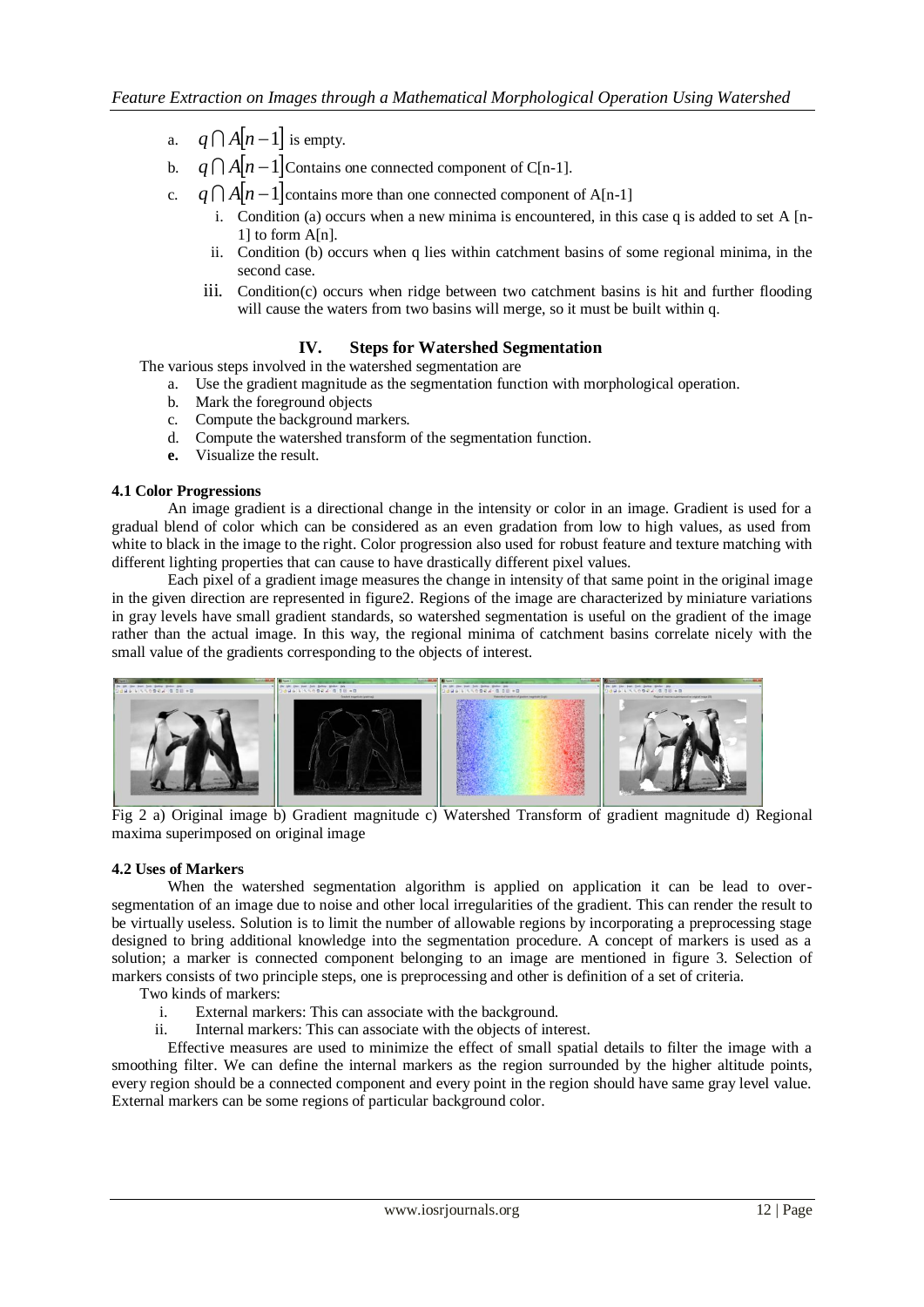a. $q \cap A[n-1]$ is empty.

b. $q \cap A[n-1]$ Contains one connected component of C[n-1].

c. $q \cap A[n-1]$ contains more than one connected component of A[n-1]

   i. Condition (a) occurs when a new minima is encountered, in this case q is added to set A [n-1] to form A[n].

   ii. Condition (b) occurs when q lies within catchment basins of some regional minima, in the second case.

   iii. Condition(c) occurs when ridge between two catchment basins is hit and further flooding will cause the waters from two basins will merge, so it must be built within q.

## IV. Steps for Watershed Segmentation

The various steps involved in the watershed segmentation are

a. Use the gradient magnitude as the segmentation function with morphological operation.
b. Mark the foreground objects
c. Compute the background markers.
d. Compute the watershed transform of the segmentation function.
**e.** Visualize the result.

### 4.1 Color Progressions

An image gradient is a directional change in the intensity or color in an image. Gradient is used for a gradual blend of color which can be considered as an even gradation from low to high values, as used from white to black in the image to the right. Color progression also used for robust feature and texture matching with different lighting properties that can cause to have drastically different pixel values.

Each pixel of a gradient image measures the change in intensity of that same point in the original image in the given direction are represented in figure2. Regions of the image are characterized by miniature variations in gray levels have small gradient standards, so watershed segmentation is useful on the gradient of the image rather than the actual image. In this way, the regional minima of catchment basins correlate nicely with the small value of the gradients corresponding to the objects of interest.

Fig 2 a) Original image b) Gradient magnitude c) Watershed Transform of gradient magnitude d) Regional maxima superimposed on original image

### 4.2 Uses of Markers

When the watershed segmentation algorithm is applied on application it can be lead to over-segmentation of an image due to noise and other local irregularities of the gradient. This can render the result to be virtually useless. Solution is to limit the number of allowable regions by incorporating a preprocessing stage designed to bring additional knowledge into the segmentation procedure. A concept of markers is used as a solution; a marker is connected component belonging to an image are mentioned in figure 3. Selection of markers consists of two principle steps, one is preprocessing and other is definition of a set of criteria.

Two kinds of markers:

i. External markers: This can associate with the background.
ii. Internal markers: This can associate with the objects of interest.

Effective measures are used to minimize the effect of small spatial details to filter the image with a smoothing filter. We can define the internal markers as the region surrounded by the higher altitude points, every region should be a connected component and every point in the region should have same gray level value. External markers can be some regions of particular background color.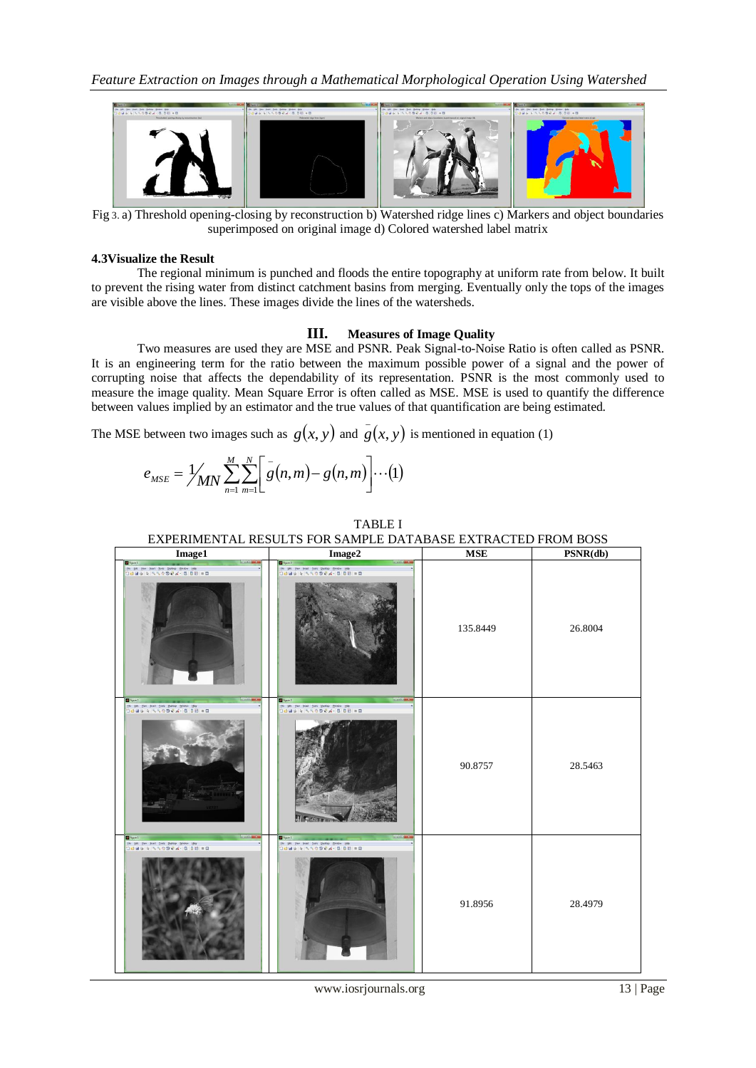Fig 3. a) Threshold opening-closing by reconstruction b) Watershed ridge lines c) Markers and object boundaries superimposed on original image d) Colored watershed label matrix

### 4.3Visualize the Result

The regional minimum is punched and floods the entire topography at uniform rate from below. It built to prevent the rising water from distinct catchment basins from merging. Eventually only the tops of the images are visible above the lines. These images divide the lines of the watersheds.

## III. Measures of Image Quality

Two measures are used they are MSE and PSNR. Peak Signal-to-Noise Ratio is often called as PSNR. It is an engineering term for the ratio between the maximum possible power of a signal and the power of corrupting noise that affects the dependability of its representation. PSNR is the most commonly used to measure the image quality. Mean Square Error is often called as MSE. MSE is used to quantify the difference between values implied by an estimator and the true values of that quantification are being estimated.

The MSE between two images such as $g(x, y)$ and $\bar{g}(x, y)$ is mentioned in equation (1)

$$e_{MSE} = \frac{1}{MN} \sum_{n=1}^{M} \sum_{m=1}^{N} \left[ \bar{g}(n,m) - g(n,m) \right] \cdots (1)$$

TABLE I
EXPERIMENTAL RESULTS FOR SAMPLE DATABASE EXTRACTED FROM BOSS

| Image1 | Image2 | MSE | PSNR(db) |
|---|---|---|---|
| | | 135.8449 | 26.8004 |
| | | 90.8757 | 28.5463 |
| | | 91.8956 | 28.4979 |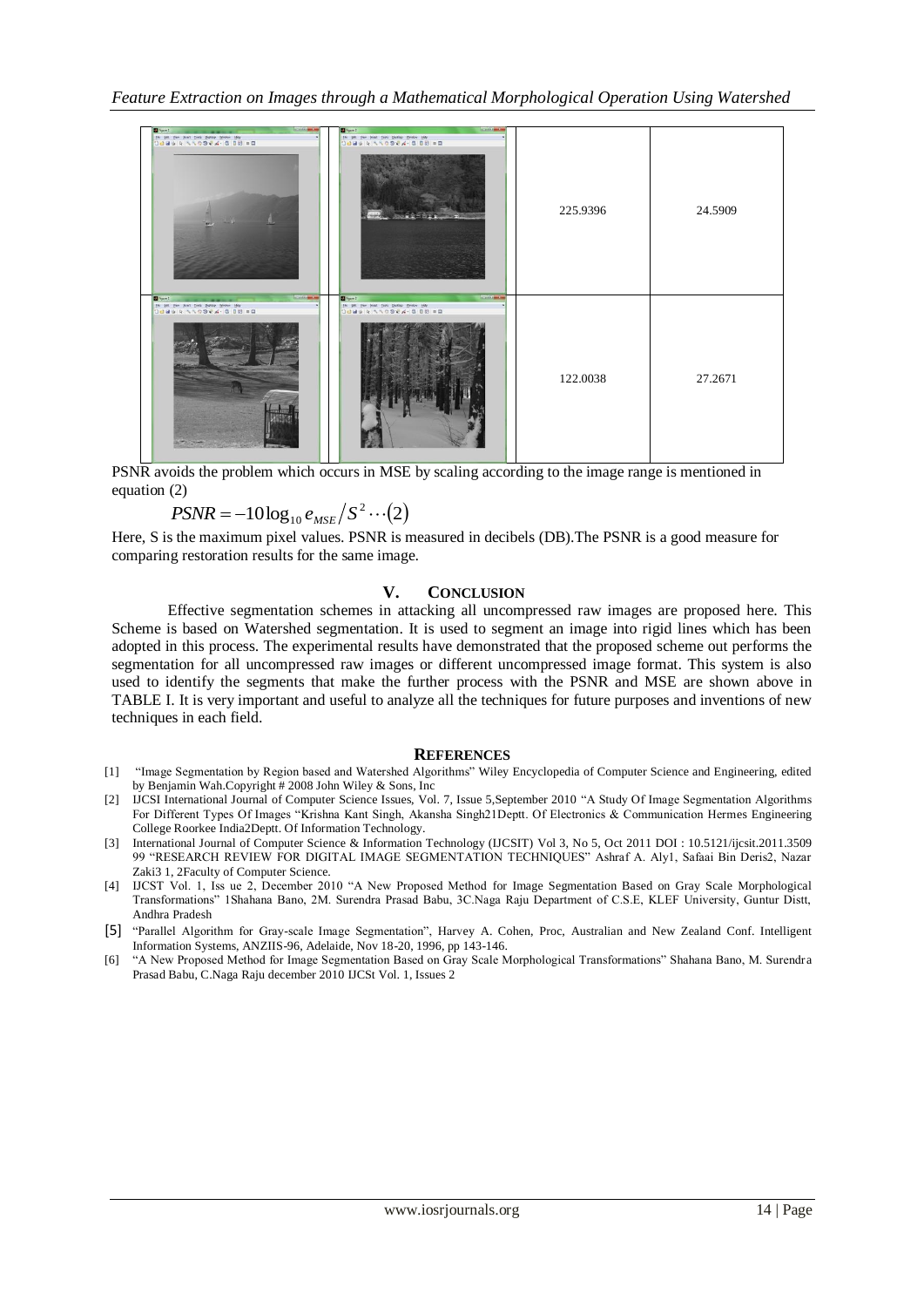| | | | |
|---|---|---|---|
| | | 225.9396 | 24.5909 |
| | | 122.0038 | 27.2671 |

PSNR avoids the problem which occurs in MSE by scaling according to the image range is mentioned in equation (2)

$$PSNR = -10\log_{10} e_{MSE} / S^2 \cdots (2)$$

Here, S is the maximum pixel values. PSNR is measured in decibels (DB).The PSNR is a good measure for comparing restoration results for the same image.

## V. CONCLUSION

Effective segmentation schemes in attacking all uncompressed raw images are proposed here. This Scheme is based on Watershed segmentation. It is used to segment an image into rigid lines which has been adopted in this process. The experimental results have demonstrated that the proposed scheme out performs the segmentation for all uncompressed raw images or different uncompressed image format. This system is also used to identify the segments that make the further process with the PSNR and MSE are shown above in TABLE I. It is very important and useful to analyze all the techniques for future purposes and inventions of new techniques in each field.

## REFERENCES

[1] "Image Segmentation by Region based and Watershed Algorithms" Wiley Encyclopedia of Computer Science and Engineering, edited by Benjamin Wah.Copyright # 2008 John Wiley & Sons, Inc

[2] IJCSI International Journal of Computer Science Issues, Vol. 7, Issue 5,September 2010 "A Study Of Image Segmentation Algorithms For Different Types Of Images "Krishna Kant Singh, Akansha Singh21Deptt. Of Electronics & Communication Hermes Engineering College Roorkee India2Deptt. Of Information Technology.

[3] International Journal of Computer Science & Information Technology (IJCSIT) Vol 3, No 5, Oct 2011 DOI : 10.5121/ijcsit.2011.3509 99 "RESEARCH REVIEW FOR DIGITAL IMAGE SEGMENTATION TECHNIQUES" Ashraf A. Aly1, Safaai Bin Deris2, Nazar Zaki3 1, 2Faculty of Computer Science.

[4] IJCST Vol. 1, Iss ue 2, December 2010 "A New Proposed Method for Image Segmentation Based on Gray Scale Morphological Transformations" 1Shahana Bano, 2M. Surendra Prasad Babu, 3C.Naga Raju Department of C.S.E, KLEF University, Guntur Distt, Andhra Pradesh

[5] "Parallel Algorithm for Gray-scale Image Segmentation", Harvey A. Cohen, Proc, Australian and New Zealand Conf. Intelligent Information Systems, ANZIIS-96, Adelaide, Nov 18-20, 1996, pp 143-146.

[6] "A New Proposed Method for Image Segmentation Based on Gray Scale Morphological Transformations" Shahana Bano, M. Surendra Prasad Babu, C.Naga Raju december 2010 IJCSt Vol. 1, Issues 2